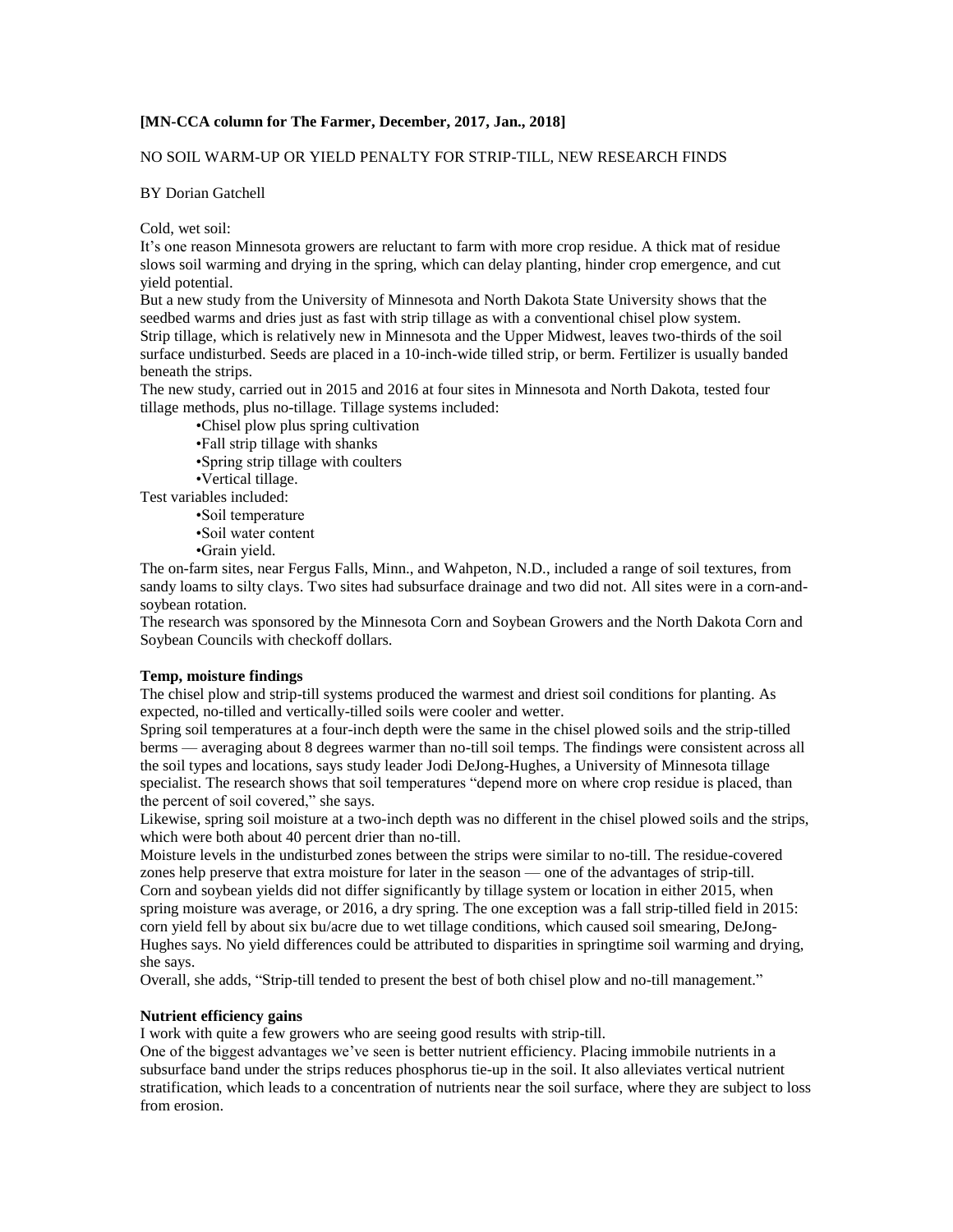**[MN-CCA column for The Farmer, December, 2017, Jan., 2018]**

NO SOIL WARM-UP OR YIELD PENALTY FOR STRIP-TILL, NEW RESEARCH FINDS

BY Dorian Gatchell

Cold, wet soil:

It's one reason Minnesota growers are reluctant to farm with more crop residue. A thick mat of residue slows soil warming and drying in the spring, which can delay planting, hinder crop emergence, and cut yield potential.

But a new study from the University of Minnesota and North Dakota State University shows that the seedbed warms and dries just as fast with strip tillage as with a conventional chisel plow system.

Strip tillage, which is relatively new in Minnesota and the Upper Midwest, leaves two-thirds of the soil surface undisturbed. Seeds are placed in a 10-inch-wide tilled strip, or berm. Fertilizer is usually banded beneath the strips.

The new study, carried out in 2015 and 2016 at four sites in Minnesota and North Dakota, tested four tillage methods, plus no-tillage. Tillage systems included:

- Chisel plow plus spring cultivation
- Fall strip tillage with shanks
- Spring strip tillage with coulters
- Vertical tillage.

Test variables included:

- Soil temperature
- Soil water content
- Grain yield.

The on-farm sites, near Fergus Falls, Minn., and Wahpeton, N.D., included a range of soil textures, from sandy loams to silty clays. Two sites had subsurface drainage and two did not. All sites were in a corn-and-soybean rotation.

The research was sponsored by the Minnesota Corn and Soybean Growers and the North Dakota Corn and Soybean Councils with checkoff dollars.

**Temp, moisture findings**

The chisel plow and strip-till systems produced the warmest and driest soil conditions for planting. As expected, no-tilled and vertically-tilled soils were cooler and wetter.

Spring soil temperatures at a four-inch depth were the same in the chisel plowed soils and the strip-tilled berms — averaging about 8 degrees warmer than no-till soil temps. The findings were consistent across all the soil types and locations, says study leader Jodi DeJong-Hughes, a University of Minnesota tillage specialist. The research shows that soil temperatures "depend more on where crop residue is placed, than the percent of soil covered," she says.

Likewise, spring soil moisture at a two-inch depth was no different in the chisel plowed soils and the strips, which were both about 40 percent drier than no-till.

Moisture levels in the undisturbed zones between the strips were similar to no-till. The residue-covered zones help preserve that extra moisture for later in the season — one of the advantages of strip-till.

Corn and soybean yields did not differ significantly by tillage system or location in either 2015, when spring moisture was average, or 2016, a dry spring. The one exception was a fall strip-tilled field in 2015: corn yield fell by about six bu/acre due to wet tillage conditions, which caused soil smearing, DeJong-Hughes says. No yield differences could be attributed to disparities in springtime soil warming and drying, she says.

Overall, she adds, "Strip-till tended to present the best of both chisel plow and no-till management."

**Nutrient efficiency gains**

I work with quite a few growers who are seeing good results with strip-till.

One of the biggest advantages we've seen is better nutrient efficiency. Placing immobile nutrients in a subsurface band under the strips reduces phosphorus tie-up in the soil. It also alleviates vertical nutrient stratification, which leads to a concentration of nutrients near the soil surface, where they are subject to loss from erosion.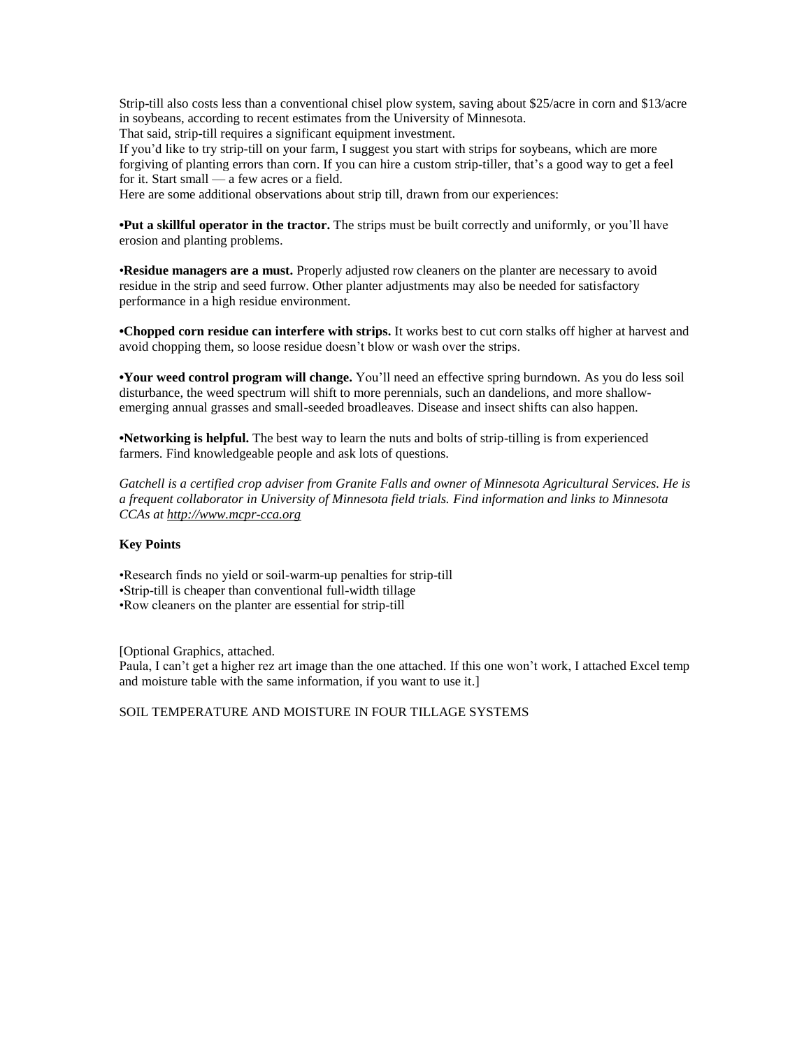Strip-till also costs less than a conventional chisel plow system, saving about $25/acre in corn and $13/acre in soybeans, according to recent estimates from the University of Minnesota.

That said, strip-till requires a significant equipment investment.

If you'd like to try strip-till on your farm, I suggest you start with strips for soybeans, which are more forgiving of planting errors than corn. If you can hire a custom strip-tiller, that's a good way to get a feel for it. Start small — a few acres or a field.

Here are some additional observations about strip till, drawn from our experiences:

**•Put a skillful operator in the tractor.** The strips must be built correctly and uniformly, or you'll have erosion and planting problems.

•**Residue managers are a must.** Properly adjusted row cleaners on the planter are necessary to avoid residue in the strip and seed furrow. Other planter adjustments may also be needed for satisfactory performance in a high residue environment.

**•Chopped corn residue can interfere with strips.** It works best to cut corn stalks off higher at harvest and avoid chopping them, so loose residue doesn't blow or wash over the strips.

**•Your weed control program will change.** You'll need an effective spring burndown. As you do less soil disturbance, the weed spectrum will shift to more perennials, such an dandelions, and more shallow-emerging annual grasses and small-seeded broadleaves. Disease and insect shifts can also happen.

**•Networking is helpful.** The best way to learn the nuts and bolts of strip-tilling is from experienced farmers. Find knowledgeable people and ask lots of questions.

*Gatchell is a certified crop adviser from Granite Falls and owner of Minnesota Agricultural Services. He is a frequent collaborator in University of Minnesota field trials. Find information and links to Minnesota CCAs at http://www.mcpr-cca.org*

**Key Points**

•Research finds no yield or soil-warm-up penalties for strip-till
•Strip-till is cheaper than conventional full-width tillage
•Row cleaners on the planter are essential for strip-till

[Optional Graphics, attached.
Paula, I can't get a higher rez art image than the one attached. If this one won't work, I attached Excel temp and moisture table with the same information, if you want to use it.]

SOIL TEMPERATURE AND MOISTURE IN FOUR TILLAGE SYSTEMS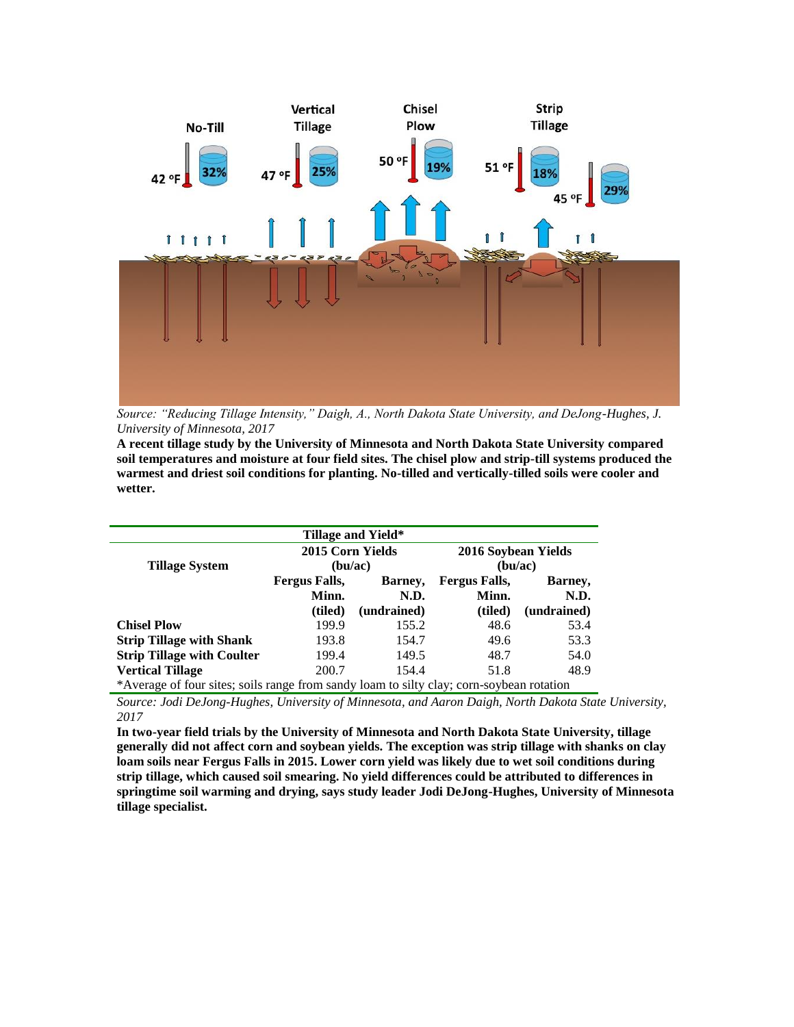No-Till
Vertical Tillage
Chisel Plow
Strip Tillage

42 °F 32%
47 °F 25%
50 °F 19%
51 °F 18%
45 °F 29%

*Source: "Reducing Tillage Intensity," Daigh, A., North Dakota State University, and DeJong-Hughes, J. University of Minnesota, 2017*

**A recent tillage study by the University of Minnesota and North Dakota State University compared soil temperatures and moisture at four field sites. The chisel plow and strip-till systems produced the warmest and driest soil conditions for planting. No-tilled and vertically-tilled soils were cooler and wetter.**

**Tillage and Yield***

| Tillage System | 2015 Corn Yields (bu/ac) | | 2016 Soybean Yields (bu/ac) | |
|---|---|---|---|---|
| | Fergus Falls, Minn. (tiled) | Barney, N.D. (undrained) | Fergus Falls, Minn. (tiled) | Barney, N.D. (undrained) |
| **Chisel Plow** | 199.9 | 155.2 | 48.6 | 53.4 |
| **Strip Tillage with Shank** | 193.8 | 154.7 | 49.6 | 53.3 |
| **Strip Tillage with Coulter** | 199.4 | 149.5 | 48.7 | 54.0 |
| **Vertical Tillage** | 200.7 | 154.4 | 51.8 | 48.9 |

*Average of four sites; soils range from sandy loam to silty clay; corn-soybean rotation

*Source: Jodi DeJong-Hughes, University of Minnesota, and Aaron Daigh, North Dakota State University, 2017*

**In two-year field trials by the University of Minnesota and North Dakota State University, tillage generally did not affect corn and soybean yields. The exception was strip tillage with shanks on clay loam soils near Fergus Falls in 2015. Lower corn yield was likely due to wet soil conditions during strip tillage, which caused soil smearing. No yield differences could be attributed to differences in springtime soil warming and drying, says study leader Jodi DeJong-Hughes, University of Minnesota tillage specialist.**